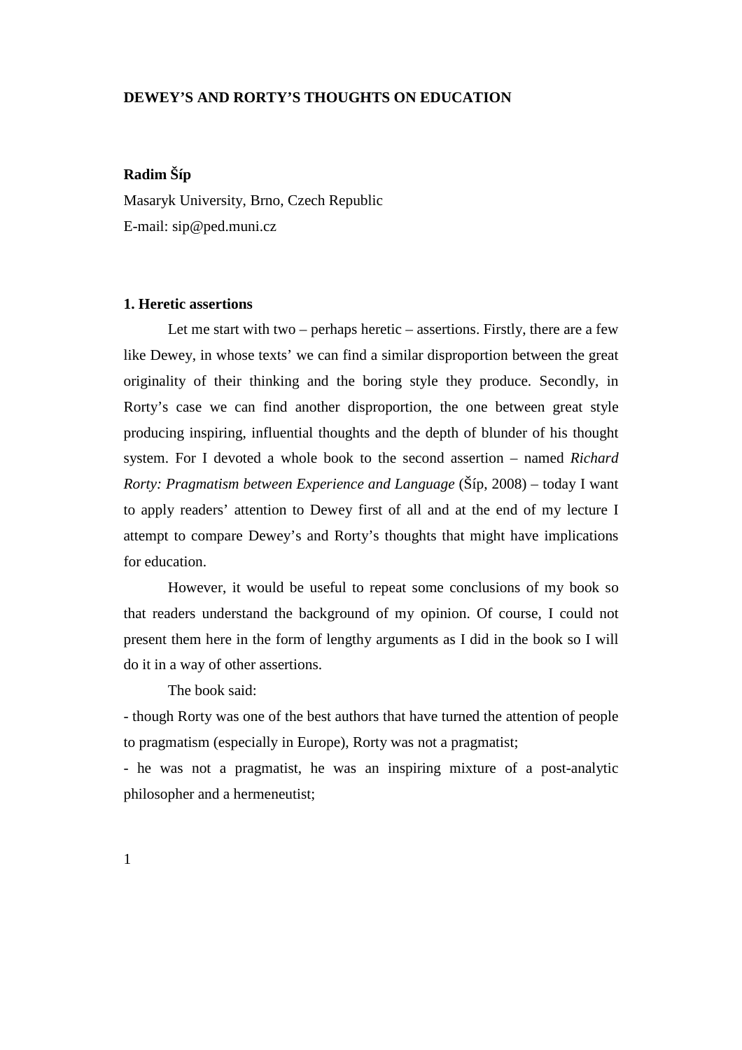# DEWEY'S AND RORTY'S THOUGHTS ON EDUCATION

**Radim Šíp**

Masaryk University, Brno, Czech Republic

E-mail: sip@ped.muni.cz

## 1. Heretic assertions

Let me start with two – perhaps heretic – assertions. Firstly, there are a few like Dewey, in whose texts' we can find a similar disproportion between the great originality of their thinking and the boring style they produce. Secondly, in Rorty's case we can find another disproportion, the one between great style producing inspiring, influential thoughts and the depth of blunder of his thought system. For I devoted a whole book to the second assertion – named *Richard Rorty: Pragmatism between Experience and Language* (Šíp, 2008) – today I want to apply readers' attention to Dewey first of all and at the end of my lecture I attempt to compare Dewey's and Rorty's thoughts that might have implications for education.

However, it would be useful to repeat some conclusions of my book so that readers understand the background of my opinion. Of course, I could not present them here in the form of lengthy arguments as I did in the book so I will do it in a way of other assertions.

The book said:

- though Rorty was one of the best authors that have turned the attention of people to pragmatism (especially in Europe), Rorty was not a pragmatist;
- he was not a pragmatist, he was an inspiring mixture of a post-analytic philosopher and a hermeneutist;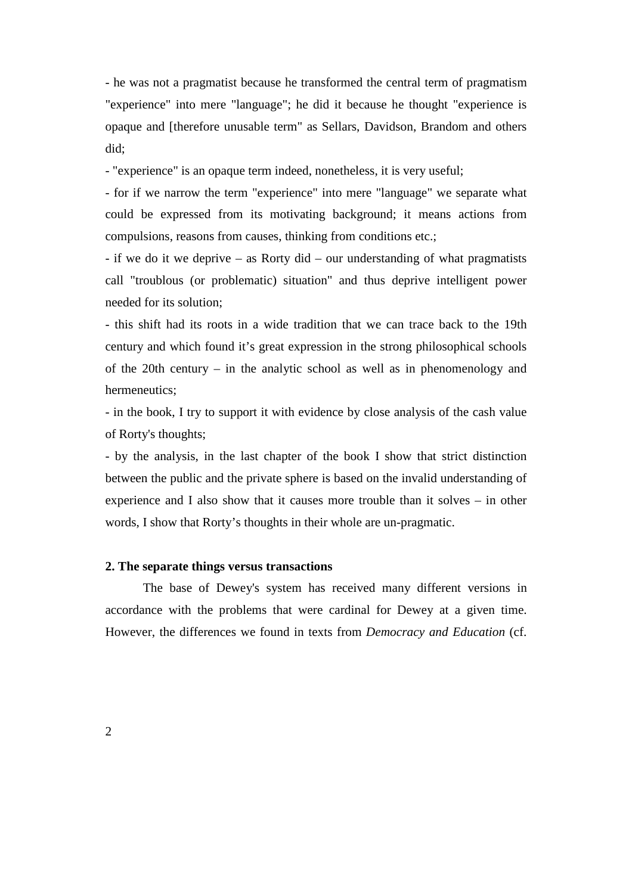- he was not a pragmatist because he transformed the central term of pragmatism "experience" into mere "language"; he did it because he thought "experience is opaque and [therefore unusable term" as Sellars, Davidson, Brandom and others did;

- "experience" is an opaque term indeed, nonetheless, it is very useful;

- for if we narrow the term "experience" into mere "language" we separate what could be expressed from its motivating background; it means actions from compulsions, reasons from causes, thinking from conditions etc.;

- if we do it we deprive – as Rorty did – our understanding of what pragmatists call "troublous (or problematic) situation" and thus deprive intelligent power needed for its solution;

- this shift had its roots in a wide tradition that we can trace back to the 19th century and which found it's great expression in the strong philosophical schools of the 20th century – in the analytic school as well as in phenomenology and hermeneutics;

- in the book, I try to support it with evidence by close analysis of the cash value of Rorty's thoughts;

- by the analysis, in the last chapter of the book I show that strict distinction between the public and the private sphere is based on the invalid understanding of experience and I also show that it causes more trouble than it solves – in other words, I show that Rorty's thoughts in their whole are un-pragmatic.

**2. The separate things versus transactions**

The base of Dewey's system has received many different versions in accordance with the problems that were cardinal for Dewey at a given time. However, the differences we found in texts from *Democracy and Education* (cf.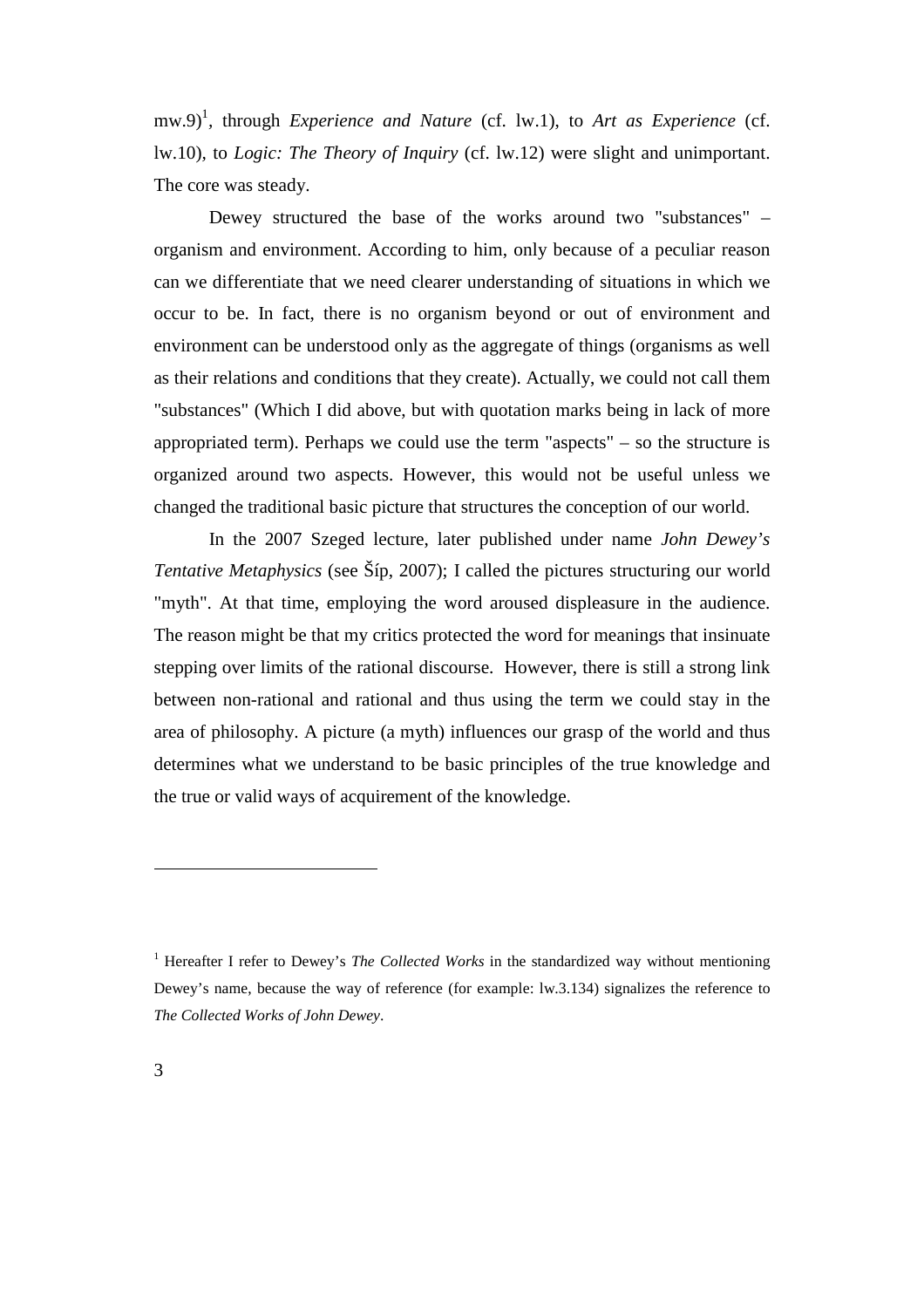mw.9)[1], through *Experience and Nature* (cf. lw.1), to *Art as Experience* (cf. lw.10), to *Logic: The Theory of Inquiry* (cf. lw.12) were slight and unimportant. The core was steady.

Dewey structured the base of the works around two "substances" – organism and environment. According to him, only because of a peculiar reason can we differentiate that we need clearer understanding of situations in which we occur to be. In fact, there is no organism beyond or out of environment and environment can be understood only as the aggregate of things (organisms as well as their relations and conditions that they create). Actually, we could not call them "substances" (Which I did above, but with quotation marks being in lack of more appropriated term). Perhaps we could use the term "aspects" – so the structure is organized around two aspects. However, this would not be useful unless we changed the traditional basic picture that structures the conception of our world.

In the 2007 Szeged lecture, later published under name *John Dewey's Tentative Metaphysics* (see Šíp, 2007); I called the pictures structuring our world "myth". At that time, employing the word aroused displeasure in the audience. The reason might be that my critics protected the word for meanings that insinuate stepping over limits of the rational discourse. However, there is still a strong link between non-rational and rational and thus using the term we could stay in the area of philosophy. A picture (a myth) influences our grasp of the world and thus determines what we understand to be basic principles of the true knowledge and the true or valid ways of acquirement of the knowledge.

---

[1] Hereafter I refer to Dewey's *The Collected Works* in the standardized way without mentioning Dewey's name, because the way of reference (for example: lw.3.134) signalizes the reference to *The Collected Works of John Dewey*.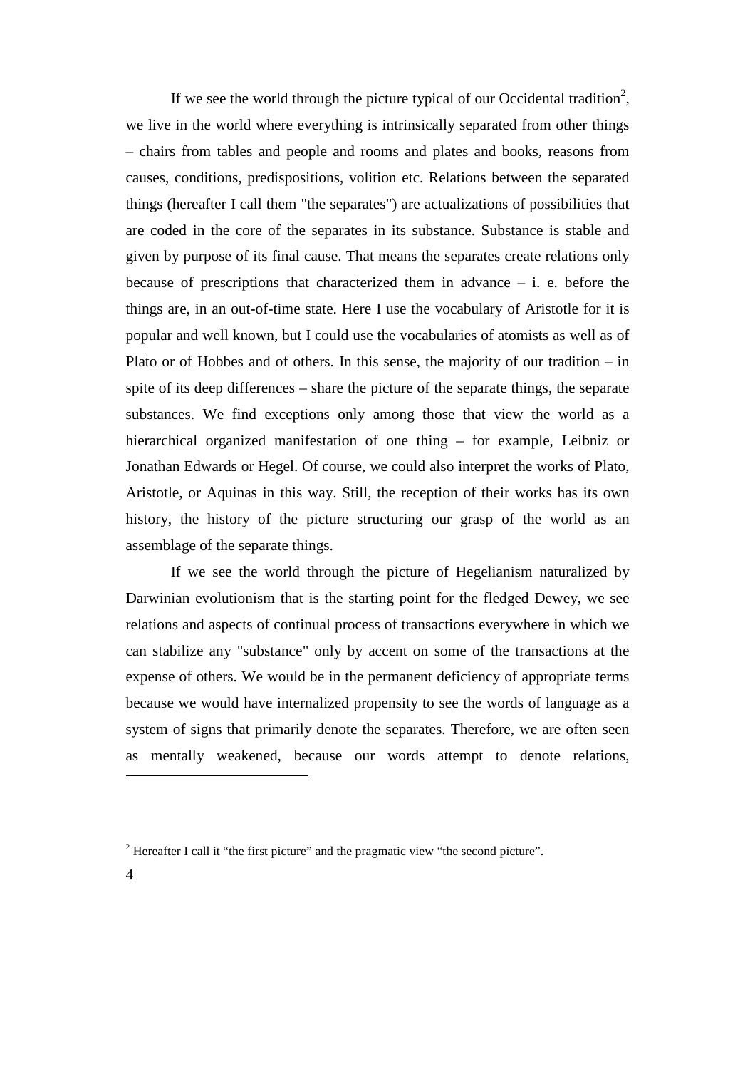If we see the world through the picture typical of our Occidental tradition[2], we live in the world where everything is intrinsically separated from other things – chairs from tables and people and rooms and plates and books, reasons from causes, conditions, predispositions, volition etc. Relations between the separated things (hereafter I call them "the separates") are actualizations of possibilities that are coded in the core of the separates in its substance. Substance is stable and given by purpose of its final cause. That means the separates create relations only because of prescriptions that characterized them in advance – i. e. before the things are, in an out-of-time state. Here I use the vocabulary of Aristotle for it is popular and well known, but I could use the vocabularies of atomists as well as of Plato or of Hobbes and of others. In this sense, the majority of our tradition – in spite of its deep differences – share the picture of the separate things, the separate substances. We find exceptions only among those that view the world as a hierarchical organized manifestation of one thing – for example, Leibniz or Jonathan Edwards or Hegel. Of course, we could also interpret the works of Plato, Aristotle, or Aquinas in this way. Still, the reception of their works has its own history, the history of the picture structuring our grasp of the world as an assemblage of the separate things.

If we see the world through the picture of Hegelianism naturalized by Darwinian evolutionism that is the starting point for the fledged Dewey, we see relations and aspects of continual process of transactions everywhere in which we can stabilize any "substance" only by accent on some of the transactions at the expense of others. We would be in the permanent deficiency of appropriate terms because we would have internalized propensity to see the words of language as a system of signs that primarily denote the separates. Therefore, we are often seen as mentally weakened, because our words attempt to denote relations,

[2] Hereafter I call it "the first picture" and the pragmatic view "the second picture".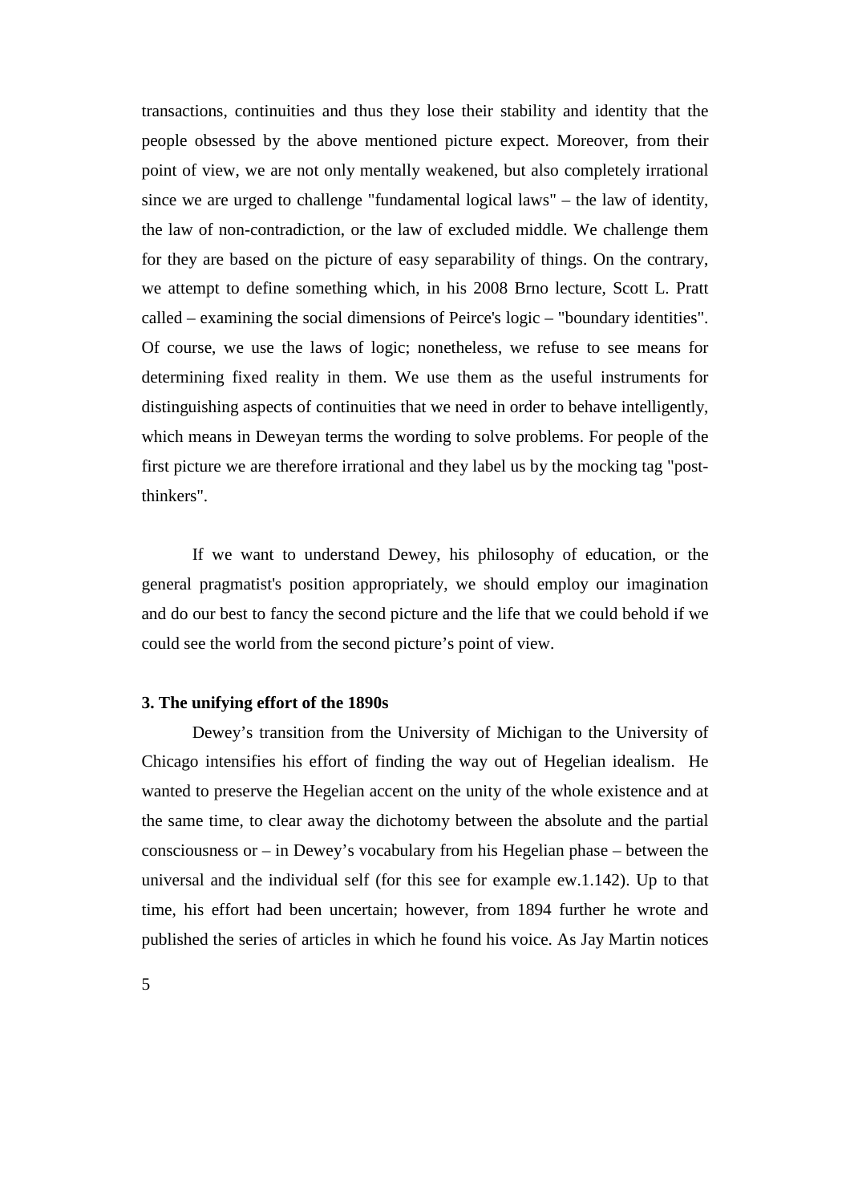transactions, continuities and thus they lose their stability and identity that the people obsessed by the above mentioned picture expect. Moreover, from their point of view, we are not only mentally weakened, but also completely irrational since we are urged to challenge "fundamental logical laws" – the law of identity, the law of non-contradiction, or the law of excluded middle. We challenge them for they are based on the picture of easy separability of things. On the contrary, we attempt to define something which, in his 2008 Brno lecture, Scott L. Pratt called – examining the social dimensions of Peirce's logic – "boundary identities". Of course, we use the laws of logic; nonetheless, we refuse to see means for determining fixed reality in them. We use them as the useful instruments for distinguishing aspects of continuities that we need in order to behave intelligently, which means in Deweyan terms the wording to solve problems. For people of the first picture we are therefore irrational and they label us by the mocking tag "post-thinkers".

If we want to understand Dewey, his philosophy of education, or the general pragmatist's position appropriately, we should employ our imagination and do our best to fancy the second picture and the life that we could behold if we could see the world from the second picture's point of view.

### 3. The unifying effort of the 1890s

Dewey's transition from the University of Michigan to the University of Chicago intensifies his effort of finding the way out of Hegelian idealism. He wanted to preserve the Hegelian accent on the unity of the whole existence and at the same time, to clear away the dichotomy between the absolute and the partial consciousness or – in Dewey's vocabulary from his Hegelian phase – between the universal and the individual self (for this see for example ew.1.142). Up to that time, his effort had been uncertain; however, from 1894 further he wrote and published the series of articles in which he found his voice. As Jay Martin notices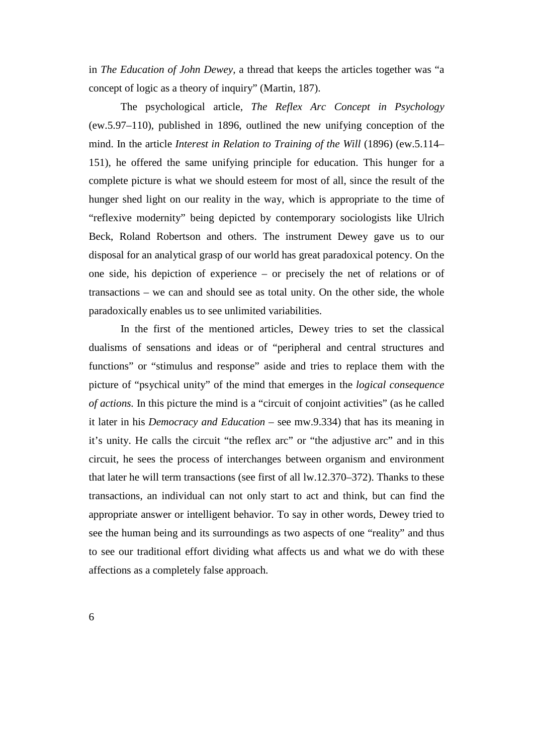in *The Education of John Dewey*, a thread that keeps the articles together was "a concept of logic as a theory of inquiry" (Martin, 187).

The psychological article, *The Reflex Arc Concept in Psychology* (ew.5.97–110), published in 1896, outlined the new unifying conception of the mind. In the article *Interest in Relation to Training of the Will* (1896) (ew.5.114–151), he offered the same unifying principle for education. This hunger for a complete picture is what we should esteem for most of all, since the result of the hunger shed light on our reality in the way, which is appropriate to the time of "reflexive modernity" being depicted by contemporary sociologists like Ulrich Beck, Roland Robertson and others. The instrument Dewey gave us to our disposal for an analytical grasp of our world has great paradoxical potency. On the one side, his depiction of experience – or precisely the net of relations or of transactions – we can and should see as total unity. On the other side, the whole paradoxically enables us to see unlimited variabilities.

In the first of the mentioned articles, Dewey tries to set the classical dualisms of sensations and ideas or of "peripheral and central structures and functions" or "stimulus and response" aside and tries to replace them with the picture of "psychical unity" of the mind that emerges in the *logical consequence of actions.* In this picture the mind is a "circuit of conjoint activities" (as he called it later in his *Democracy and Education* – see mw.9.334) that has its meaning in it's unity. He calls the circuit "the reflex arc" or "the adjustive arc" and in this circuit, he sees the process of interchanges between organism and environment that later he will term transactions (see first of all lw.12.370–372). Thanks to these transactions, an individual can not only start to act and think, but can find the appropriate answer or intelligent behavior. To say in other words, Dewey tried to see the human being and its surroundings as two aspects of one "reality" and thus to see our traditional effort dividing what affects us and what we do with these affections as a completely false approach.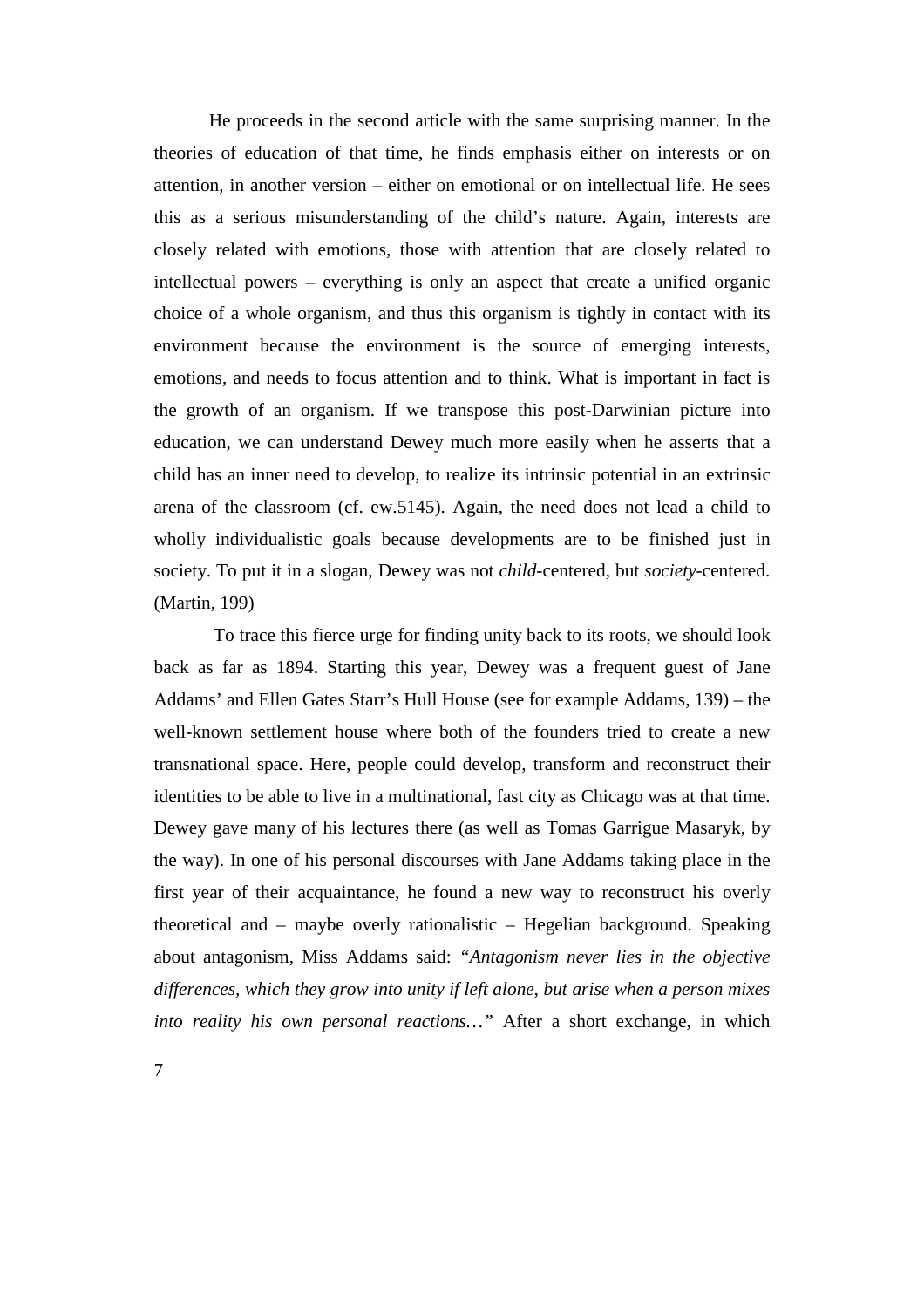He proceeds in the second article with the same surprising manner. In the theories of education of that time, he finds emphasis either on interests or on attention, in another version – either on emotional or on intellectual life. He sees this as a serious misunderstanding of the child's nature. Again, interests are closely related with emotions, those with attention that are closely related to intellectual powers – everything is only an aspect that create a unified organic choice of a whole organism, and thus this organism is tightly in contact with its environment because the environment is the source of emerging interests, emotions, and needs to focus attention and to think. What is important in fact is the growth of an organism. If we transpose this post-Darwinian picture into education, we can understand Dewey much more easily when he asserts that a child has an inner need to develop, to realize its intrinsic potential in an extrinsic arena of the classroom (cf. ew.5145). Again, the need does not lead a child to wholly individualistic goals because developments are to be finished just in society. To put it in a slogan, Dewey was not *child*-centered, but *society*-centered. (Martin, 199)

To trace this fierce urge for finding unity back to its roots, we should look back as far as 1894. Starting this year, Dewey was a frequent guest of Jane Addams' and Ellen Gates Starr's Hull House (see for example Addams, 139) – the well-known settlement house where both of the founders tried to create a new transnational space. Here, people could develop, transform and reconstruct their identities to be able to live in a multinational, fast city as Chicago was at that time. Dewey gave many of his lectures there (as well as Tomas Garrigue Masaryk, by the way). In one of his personal discourses with Jane Addams taking place in the first year of their acquaintance, he found a new way to reconstruct his overly theoretical and – maybe overly rationalistic – Hegelian background. Speaking about antagonism, Miss Addams said: "*Antagonism never lies in the objective differences, which they grow into unity if left alone, but arise when a person mixes into reality his own personal reactions…*" After a short exchange, in which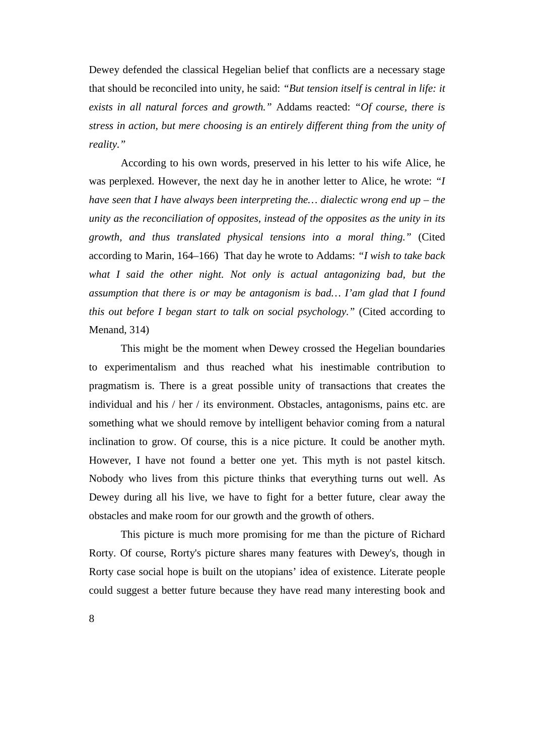Dewey defended the classical Hegelian belief that conflicts are a necessary stage that should be reconciled into unity, he said: *"But tension itself is central in life: it exists in all natural forces and growth."* Addams reacted: *"Of course, there is stress in action, but mere choosing is an entirely different thing from the unity of reality."*

According to his own words, preserved in his letter to his wife Alice, he was perplexed. However, the next day he in another letter to Alice, he wrote: *"I have seen that I have always been interpreting the… dialectic wrong end up – the unity as the reconciliation of opposites, instead of the opposites as the unity in its growth, and thus translated physical tensions into a moral thing."* (Cited according to Marin, 164–166) That day he wrote to Addams: *"I wish to take back what I said the other night. Not only is actual antagonizing bad, but the assumption that there is or may be antagonism is bad… I'am glad that I found this out before I began start to talk on social psychology."* (Cited according to Menand, 314)

This might be the moment when Dewey crossed the Hegelian boundaries to experimentalism and thus reached what his inestimable contribution to pragmatism is. There is a great possible unity of transactions that creates the individual and his / her / its environment. Obstacles, antagonisms, pains etc. are something what we should remove by intelligent behavior coming from a natural inclination to grow. Of course, this is a nice picture. It could be another myth. However, I have not found a better one yet. This myth is not pastel kitsch. Nobody who lives from this picture thinks that everything turns out well. As Dewey during all his live, we have to fight for a better future, clear away the obstacles and make room for our growth and the growth of others.

This picture is much more promising for me than the picture of Richard Rorty. Of course, Rorty's picture shares many features with Dewey's, though in Rorty case social hope is built on the utopians' idea of existence. Literate people could suggest a better future because they have read many interesting book and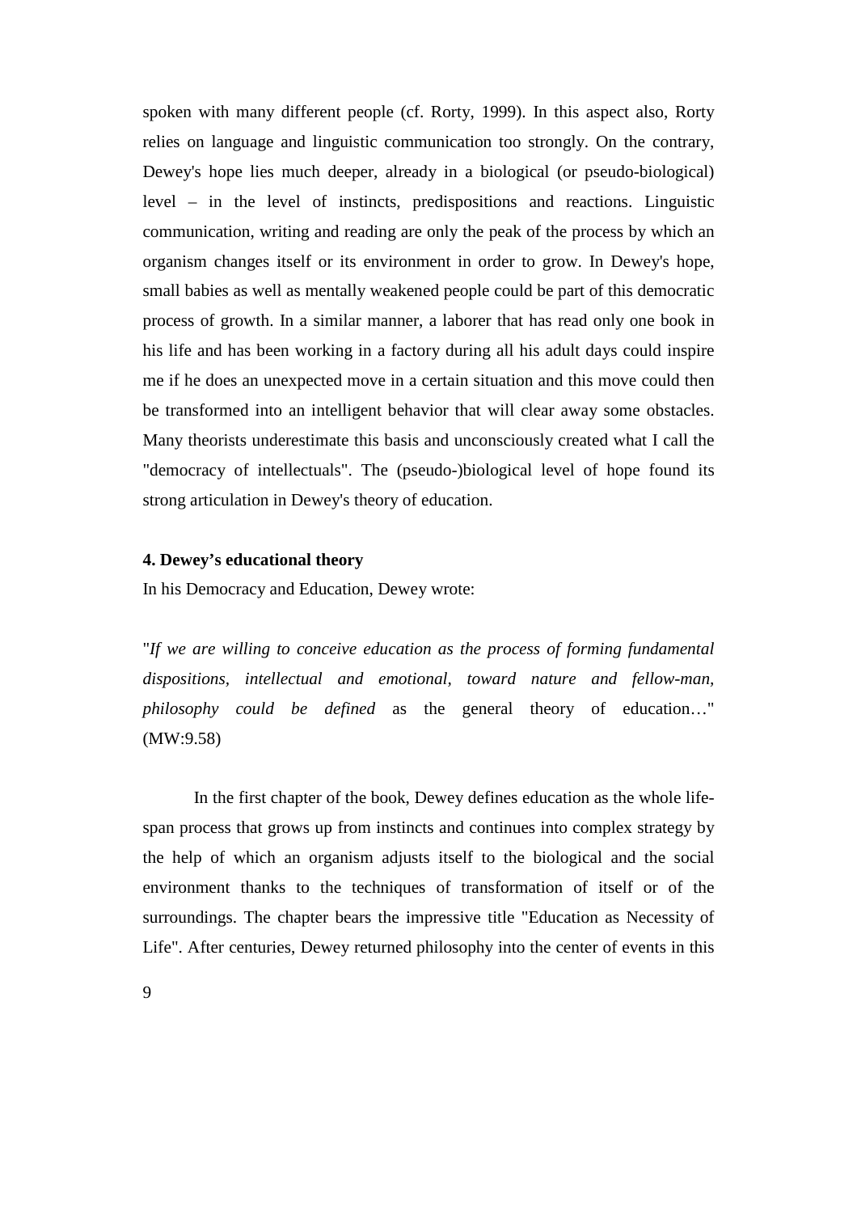spoken with many different people (cf. Rorty, 1999). In this aspect also, Rorty relies on language and linguistic communication too strongly. On the contrary, Dewey's hope lies much deeper, already in a biological (or pseudo-biological) level – in the level of instincts, predispositions and reactions. Linguistic communication, writing and reading are only the peak of the process by which an organism changes itself or its environment in order to grow. In Dewey's hope, small babies as well as mentally weakened people could be part of this democratic process of growth. In a similar manner, a laborer that has read only one book in his life and has been working in a factory during all his adult days could inspire me if he does an unexpected move in a certain situation and this move could then be transformed into an intelligent behavior that will clear away some obstacles. Many theorists underestimate this basis and unconsciously created what I call the "democracy of intellectuals". The (pseudo-)biological level of hope found its strong articulation in Dewey's theory of education.

### 4. Dewey's educational theory

In his Democracy and Education, Dewey wrote:

"*If we are willing to conceive education as the process of forming fundamental dispositions, intellectual and emotional, toward nature and fellow-man, philosophy could be defined* as the general theory of education…" (MW:9.58)

In the first chapter of the book, Dewey defines education as the whole life-span process that grows up from instincts and continues into complex strategy by the help of which an organism adjusts itself to the biological and the social environment thanks to the techniques of transformation of itself or of the surroundings. The chapter bears the impressive title "Education as Necessity of Life". After centuries, Dewey returned philosophy into the center of events in this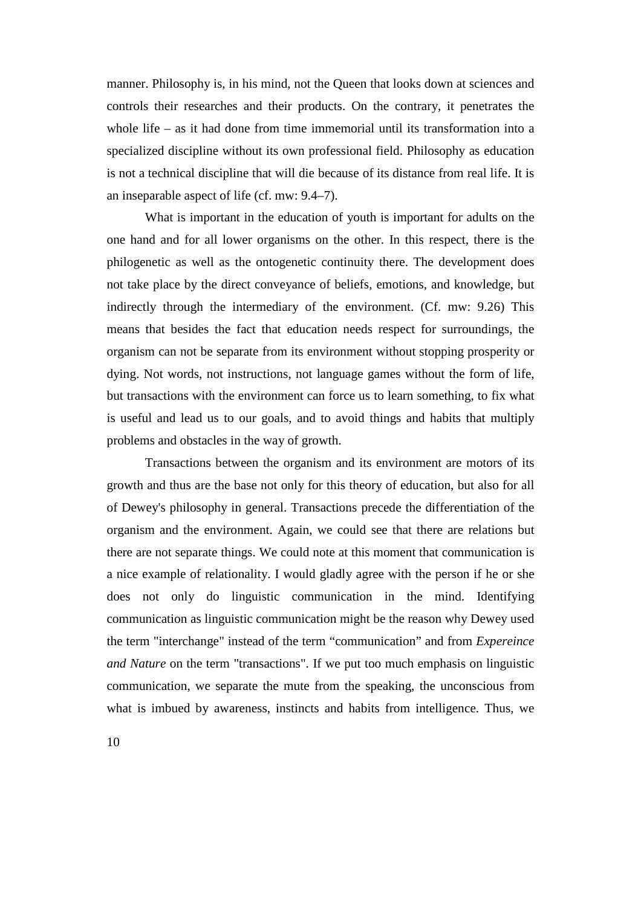manner. Philosophy is, in his mind, not the Queen that looks down at sciences and controls their researches and their products. On the contrary, it penetrates the whole life – as it had done from time immemorial until its transformation into a specialized discipline without its own professional field. Philosophy as education is not a technical discipline that will die because of its distance from real life. It is an inseparable aspect of life (cf. mw: 9.4–7).

What is important in the education of youth is important for adults on the one hand and for all lower organisms on the other. In this respect, there is the philogenetic as well as the ontogenetic continuity there. The development does not take place by the direct conveyance of beliefs, emotions, and knowledge, but indirectly through the intermediary of the environment. (Cf. mw: 9.26) This means that besides the fact that education needs respect for surroundings, the organism can not be separate from its environment without stopping prosperity or dying. Not words, not instructions, not language games without the form of life, but transactions with the environment can force us to learn something, to fix what is useful and lead us to our goals, and to avoid things and habits that multiply problems and obstacles in the way of growth.

Transactions between the organism and its environment are motors of its growth and thus are the base not only for this theory of education, but also for all of Dewey's philosophy in general. Transactions precede the differentiation of the organism and the environment. Again, we could see that there are relations but there are not separate things. We could note at this moment that communication is a nice example of relationality. I would gladly agree with the person if he or she does not only do linguistic communication in the mind. Identifying communication as linguistic communication might be the reason why Dewey used the term "interchange" instead of the term "communication" and from *Expereince and Nature* on the term "transactions". If we put too much emphasis on linguistic communication, we separate the mute from the speaking, the unconscious from what is imbued by awareness, instincts and habits from intelligence. Thus, we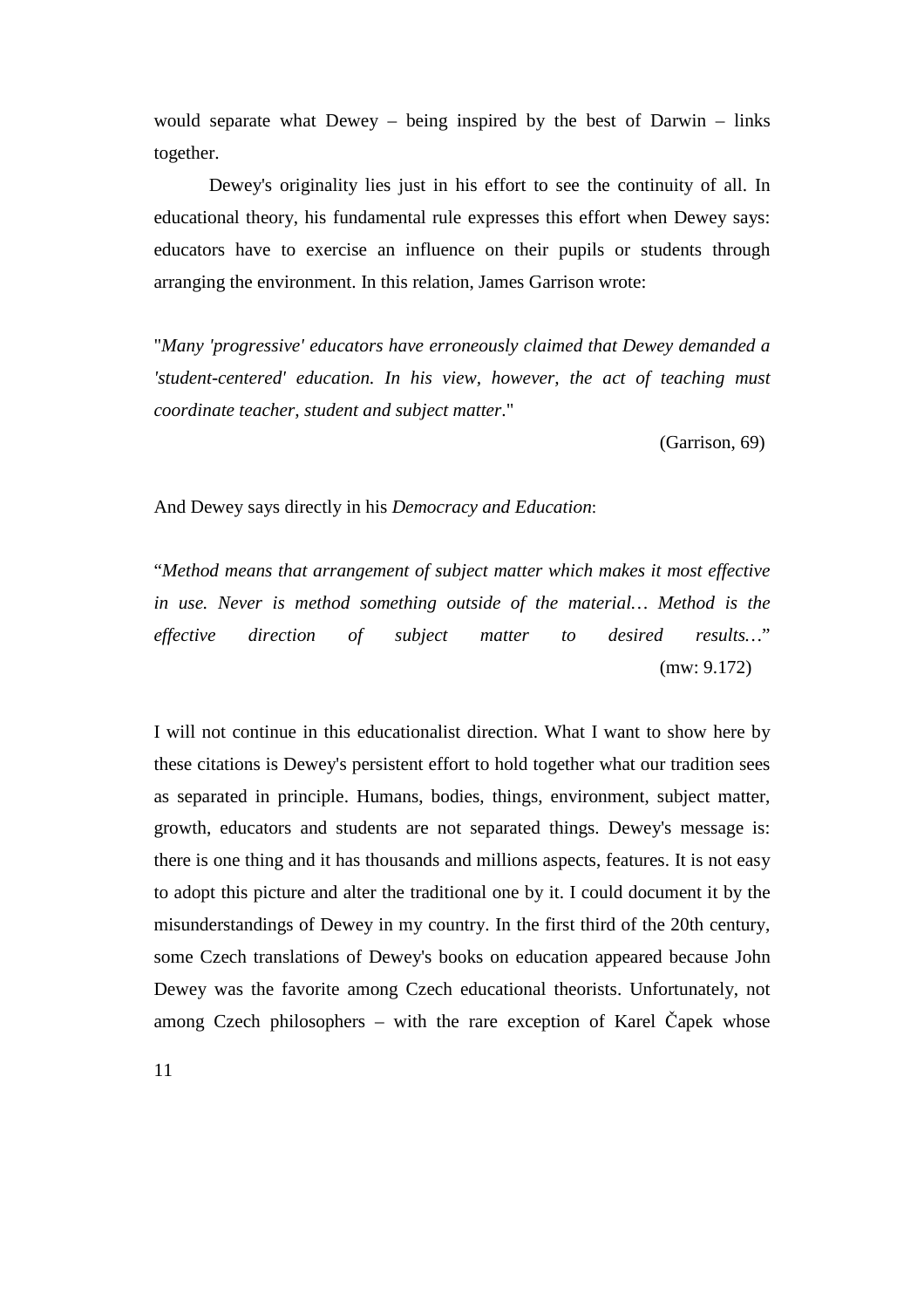would separate what Dewey – being inspired by the best of Darwin – links together.

Dewey's originality lies just in his effort to see the continuity of all. In educational theory, his fundamental rule expresses this effort when Dewey says: educators have to exercise an influence on their pupils or students through arranging the environment. In this relation, James Garrison wrote:

"*Many 'progressive' educators have erroneously claimed that Dewey demanded a 'student-centered' education. In his view, however, the act of teaching must coordinate teacher, student and subject matter*."

(Garrison, 69)

And Dewey says directly in his *Democracy and Education*:

"*Method means that arrangement of subject matter which makes it most effective in use. Never is method something outside of the material… Method is the effective direction of subject matter to desired results…*"

(mw: 9.172)

I will not continue in this educationalist direction. What I want to show here by these citations is Dewey's persistent effort to hold together what our tradition sees as separated in principle. Humans, bodies, things, environment, subject matter, growth, educators and students are not separated things. Dewey's message is: there is one thing and it has thousands and millions aspects, features. It is not easy to adopt this picture and alter the traditional one by it. I could document it by the misunderstandings of Dewey in my country. In the first third of the 20th century, some Czech translations of Dewey's books on education appeared because John Dewey was the favorite among Czech educational theorists. Unfortunately, not among Czech philosophers – with the rare exception of Karel Čapek whose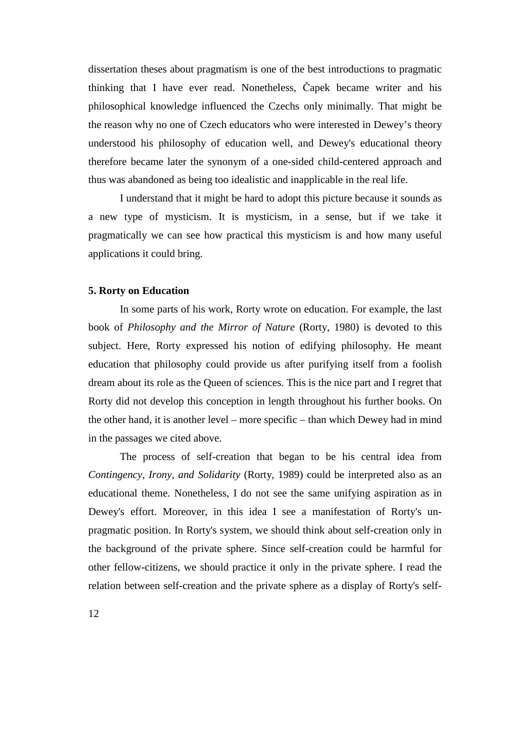dissertation theses about pragmatism is one of the best introductions to pragmatic thinking that I have ever read. Nonetheless, Čapek became writer and his philosophical knowledge influenced the Czechs only minimally. That might be the reason why no one of Czech educators who were interested in Dewey's theory understood his philosophy of education well, and Dewey's educational theory therefore became later the synonym of a one-sided child-centered approach and thus was abandoned as being too idealistic and inapplicable in the real life.

I understand that it might be hard to adopt this picture because it sounds as a new type of mysticism. It is mysticism, in a sense, but if we take it pragmatically we can see how practical this mysticism is and how many useful applications it could bring.

**5. Rorty on Education**

In some parts of his work, Rorty wrote on education. For example, the last book of *Philosophy and the Mirror of Nature* (Rorty, 1980) is devoted to this subject. Here, Rorty expressed his notion of edifying philosophy. He meant education that philosophy could provide us after purifying itself from a foolish dream about its role as the Queen of sciences. This is the nice part and I regret that Rorty did not develop this conception in length throughout his further books. On the other hand, it is another level – more specific – than which Dewey had in mind in the passages we cited above.

The process of self-creation that began to be his central idea from *Contingency, Irony, and Solidarity* (Rorty, 1989) could be interpreted also as an educational theme. Nonetheless, I do not see the same unifying aspiration as in Dewey's effort. Moreover, in this idea I see a manifestation of Rorty's un-pragmatic position. In Rorty's system, we should think about self-creation only in the background of the private sphere. Since self-creation could be harmful for other fellow-citizens, we should practice it only in the private sphere. I read the relation between self-creation and the private sphere as a display of Rorty's self-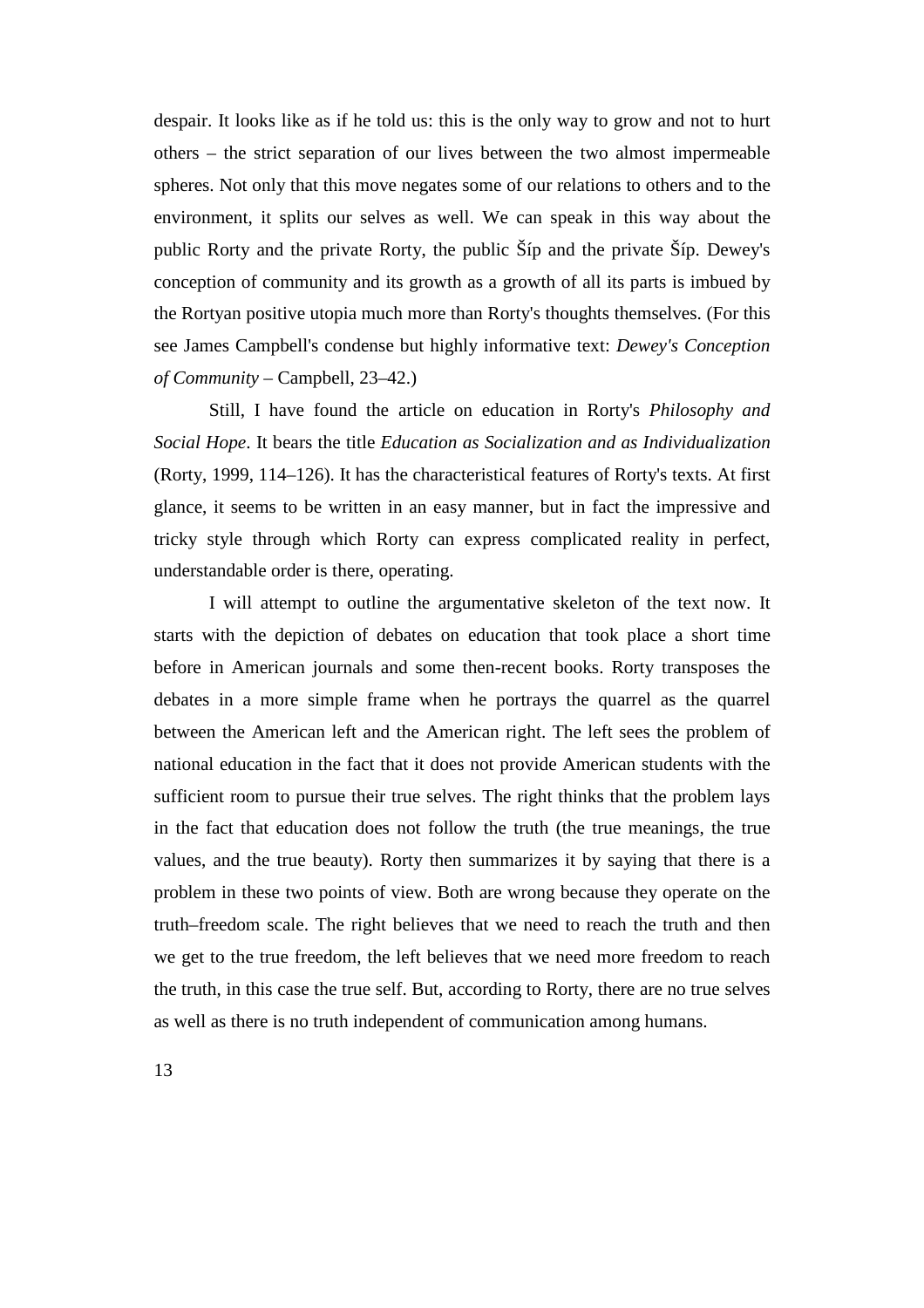despair. It looks like as if he told us: this is the only way to grow and not to hurt others – the strict separation of our lives between the two almost impermeable spheres. Not only that this move negates some of our relations to others and to the environment, it splits our selves as well. We can speak in this way about the public Rorty and the private Rorty, the public Šíp and the private Šíp. Dewey's conception of community and its growth as a growth of all its parts is imbued by the Rortyan positive utopia much more than Rorty's thoughts themselves. (For this see James Campbell's condense but highly informative text: *Dewey's Conception of Community* – Campbell, 23–42.)

Still, I have found the article on education in Rorty's *Philosophy and Social Hope*. It bears the title *Education as Socialization and as Individualization* (Rorty, 1999, 114–126). It has the characteristical features of Rorty's texts. At first glance, it seems to be written in an easy manner, but in fact the impressive and tricky style through which Rorty can express complicated reality in perfect, understandable order is there, operating.

I will attempt to outline the argumentative skeleton of the text now. It starts with the depiction of debates on education that took place a short time before in American journals and some then-recent books. Rorty transposes the debates in a more simple frame when he portrays the quarrel as the quarrel between the American left and the American right. The left sees the problem of national education in the fact that it does not provide American students with the sufficient room to pursue their true selves. The right thinks that the problem lays in the fact that education does not follow the truth (the true meanings, the true values, and the true beauty). Rorty then summarizes it by saying that there is a problem in these two points of view. Both are wrong because they operate on the truth–freedom scale. The right believes that we need to reach the truth and then we get to the true freedom, the left believes that we need more freedom to reach the truth, in this case the true self. But, according to Rorty, there are no true selves as well as there is no truth independent of communication among humans.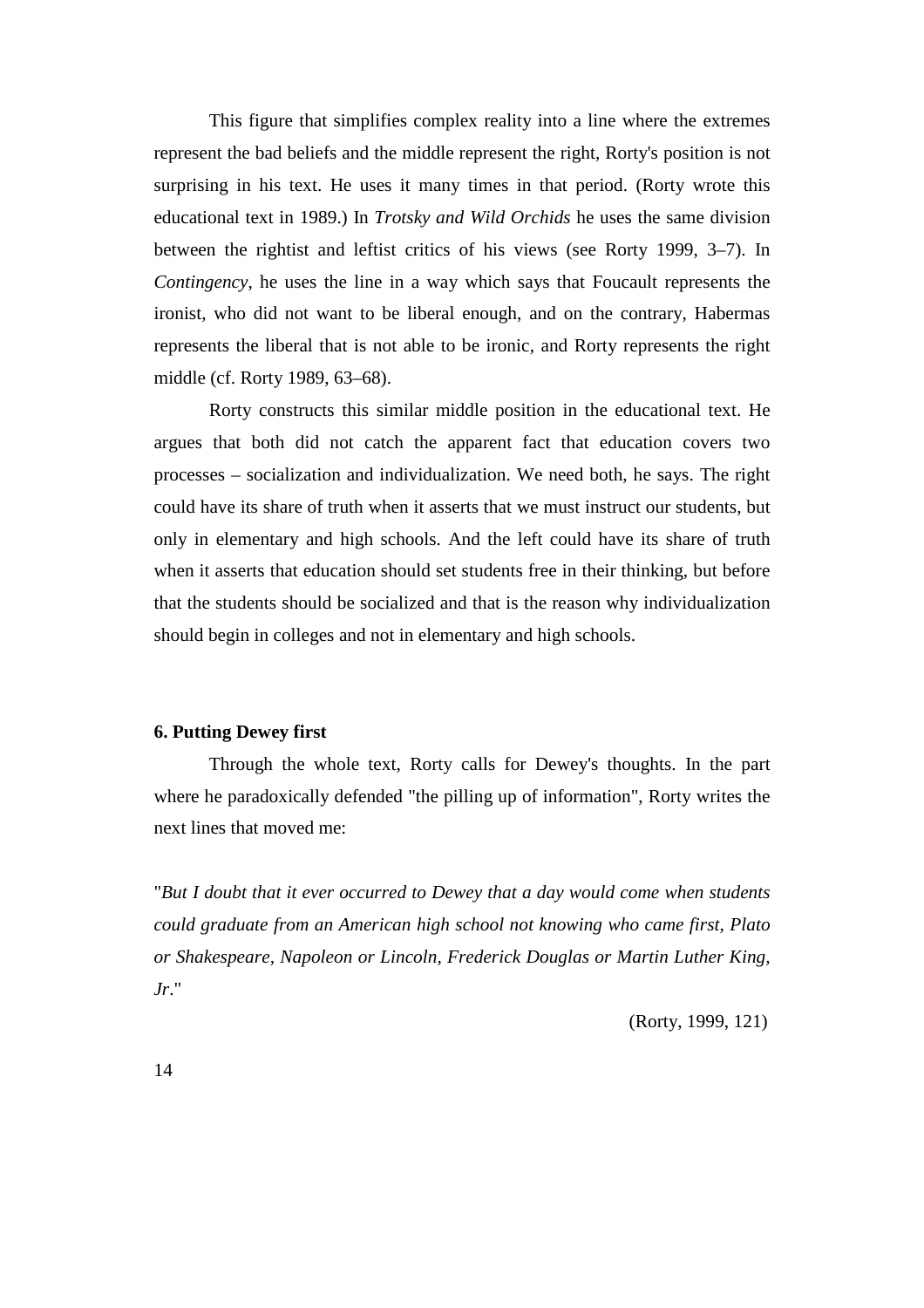This figure that simplifies complex reality into a line where the extremes represent the bad beliefs and the middle represent the right, Rorty's position is not surprising in his text. He uses it many times in that period. (Rorty wrote this educational text in 1989.) In *Trotsky and Wild Orchids* he uses the same division between the rightist and leftist critics of his views (see Rorty 1999, 3–7). In *Contingency*, he uses the line in a way which says that Foucault represents the ironist, who did not want to be liberal enough, and on the contrary, Habermas represents the liberal that is not able to be ironic, and Rorty represents the right middle (cf. Rorty 1989, 63–68).

Rorty constructs this similar middle position in the educational text. He argues that both did not catch the apparent fact that education covers two processes – socialization and individualization. We need both, he says. The right could have its share of truth when it asserts that we must instruct our students, but only in elementary and high schools. And the left could have its share of truth when it asserts that education should set students free in their thinking, but before that the students should be socialized and that is the reason why individualization should begin in colleges and not in elementary and high schools.

## 6. Putting Dewey first

Through the whole text, Rorty calls for Dewey's thoughts. In the part where he paradoxically defended "the pilling up of information", Rorty writes the next lines that moved me:

"*But I doubt that it ever occurred to Dewey that a day would come when students could graduate from an American high school not knowing who came first, Plato or Shakespeare, Napoleon or Lincoln, Frederick Douglas or Martin Luther King, Jr*."

(Rorty, 1999, 121)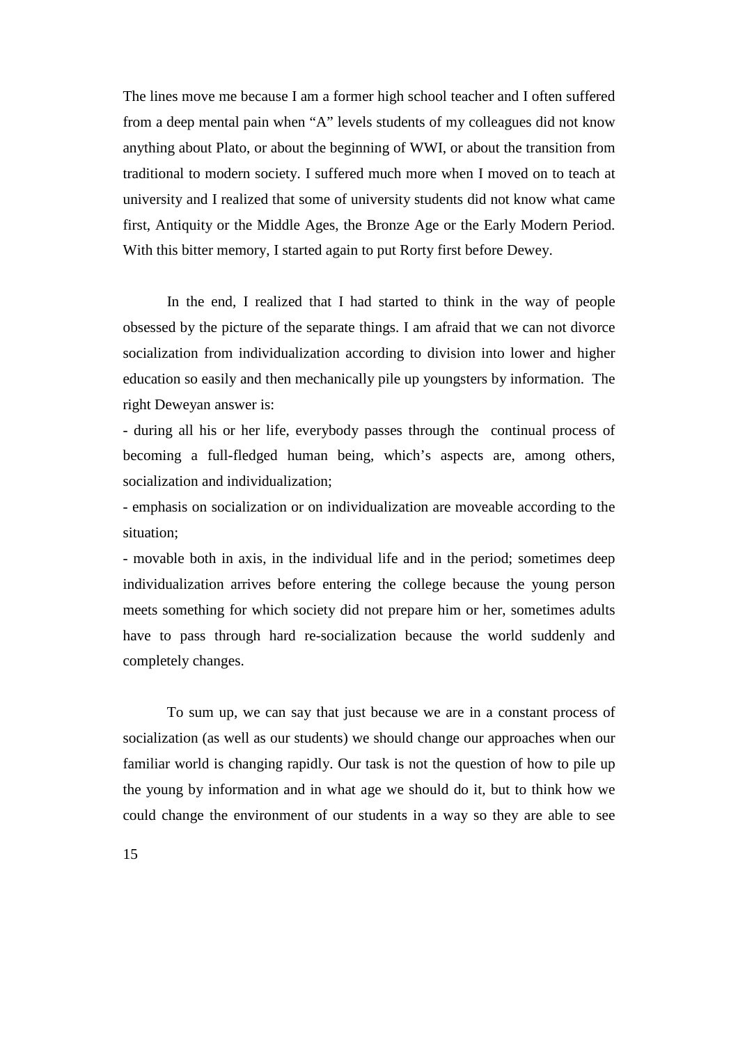The lines move me because I am a former high school teacher and I often suffered from a deep mental pain when "A" levels students of my colleagues did not know anything about Plato, or about the beginning of WWI, or about the transition from traditional to modern society. I suffered much more when I moved on to teach at university and I realized that some of university students did not know what came first, Antiquity or the Middle Ages, the Bronze Age or the Early Modern Period. With this bitter memory, I started again to put Rorty first before Dewey.

In the end, I realized that I had started to think in the way of people obsessed by the picture of the separate things. I am afraid that we can not divorce socialization from individualization according to division into lower and higher education so easily and then mechanically pile up youngsters by information. The right Deweyan answer is:

- during all his or her life, everybody passes through the continual process of becoming a full-fledged human being, which's aspects are, among others, socialization and individualization;
- emphasis on socialization or on individualization are moveable according to the situation;
- movable both in axis, in the individual life and in the period; sometimes deep individualization arrives before entering the college because the young person meets something for which society did not prepare him or her, sometimes adults have to pass through hard re-socialization because the world suddenly and completely changes.

To sum up, we can say that just because we are in a constant process of socialization (as well as our students) we should change our approaches when our familiar world is changing rapidly. Our task is not the question of how to pile up the young by information and in what age we should do it, but to think how we could change the environment of our students in a way so they are able to see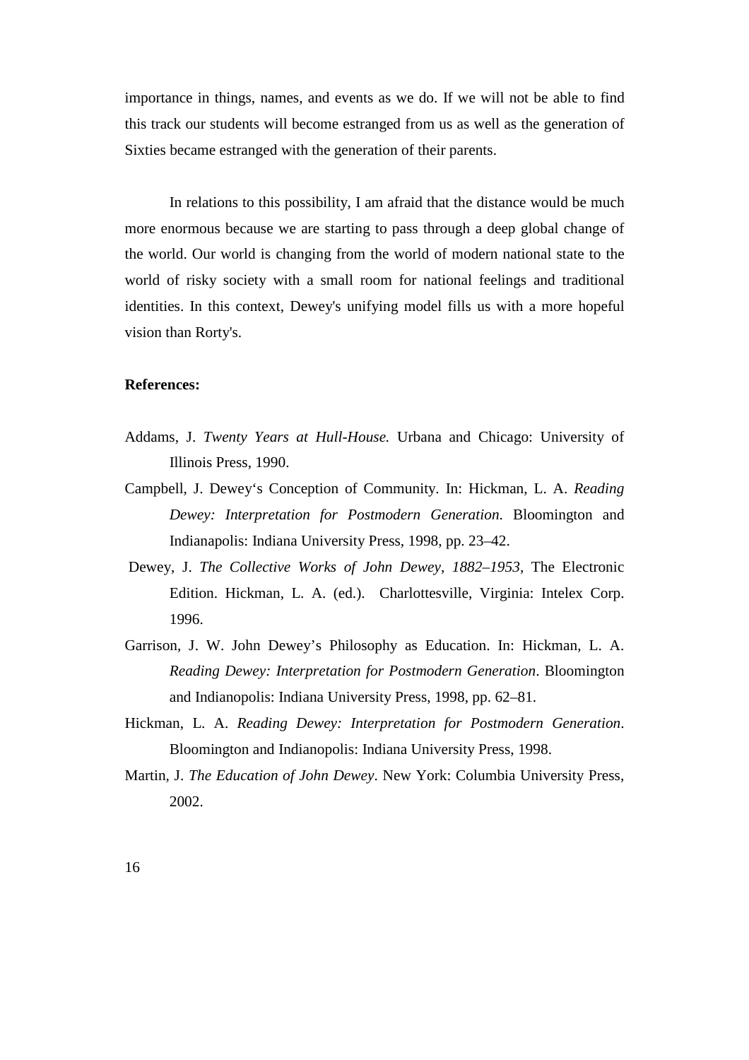importance in things, names, and events as we do. If we will not be able to find this track our students will become estranged from us as well as the generation of Sixties became estranged with the generation of their parents.

In relations to this possibility, I am afraid that the distance would be much more enormous because we are starting to pass through a deep global change of the world. Our world is changing from the world of modern national state to the world of risky society with a small room for national feelings and traditional identities. In this context, Dewey's unifying model fills us with a more hopeful vision than Rorty's.

**References:**

Addams, J. *Twenty Years at Hull-House.* Urbana and Chicago: University of Illinois Press, 1990.

Campbell, J. Dewey's Conception of Community. In: Hickman, L. A. *Reading Dewey: Interpretation for Postmodern Generation*. Bloomington and Indianapolis: Indiana University Press, 1998, pp. 23–42.

Dewey, J. *The Collective Works of John Dewey, 1882–1953,* The Electronic Edition. Hickman, L. A. (ed.). Charlottesville, Virginia: Intelex Corp. 1996.

Garrison, J. W. John Dewey's Philosophy as Education. In: Hickman, L. A. *Reading Dewey: Interpretation for Postmodern Generation*. Bloomington and Indianapolis: Indiana University Press, 1998, pp. 62–81.

Hickman, L. A. *Reading Dewey: Interpretation for Postmodern Generation*. Bloomington and Indianapolis: Indiana University Press, 1998.

Martin, J. *The Education of John Dewey*. New York: Columbia University Press, 2002.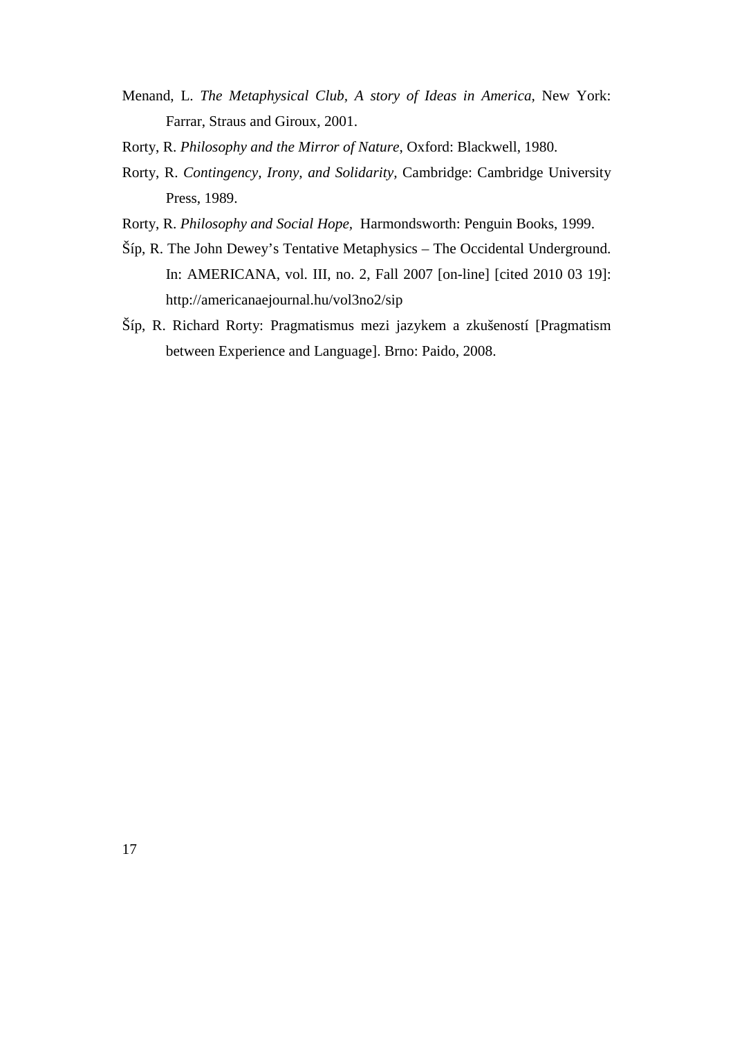Menand, L. *The Metaphysical Club, A story of Ideas in America*, New York: Farrar, Straus and Giroux, 2001.

Rorty, R. *Philosophy and the Mirror of Nature*, Oxford: Blackwell, 1980.

Rorty, R. *Contingency, Irony, and Solidarity*, Cambridge: Cambridge University Press, 1989.

Rorty, R. *Philosophy and Social Hope*, Harmondsworth: Penguin Books, 1999.

Šíp, R. The John Dewey's Tentative Metaphysics – The Occidental Underground. In: AMERICANA, vol. III, no. 2, Fall 2007 [on-line] [cited 2010 03 19]: http://americanaejournal.hu/vol3no2/sip

Šíp, R. Richard Rorty: Pragmatismus mezi jazykem a zkušeností [Pragmatism between Experience and Language]. Brno: Paido, 2008.